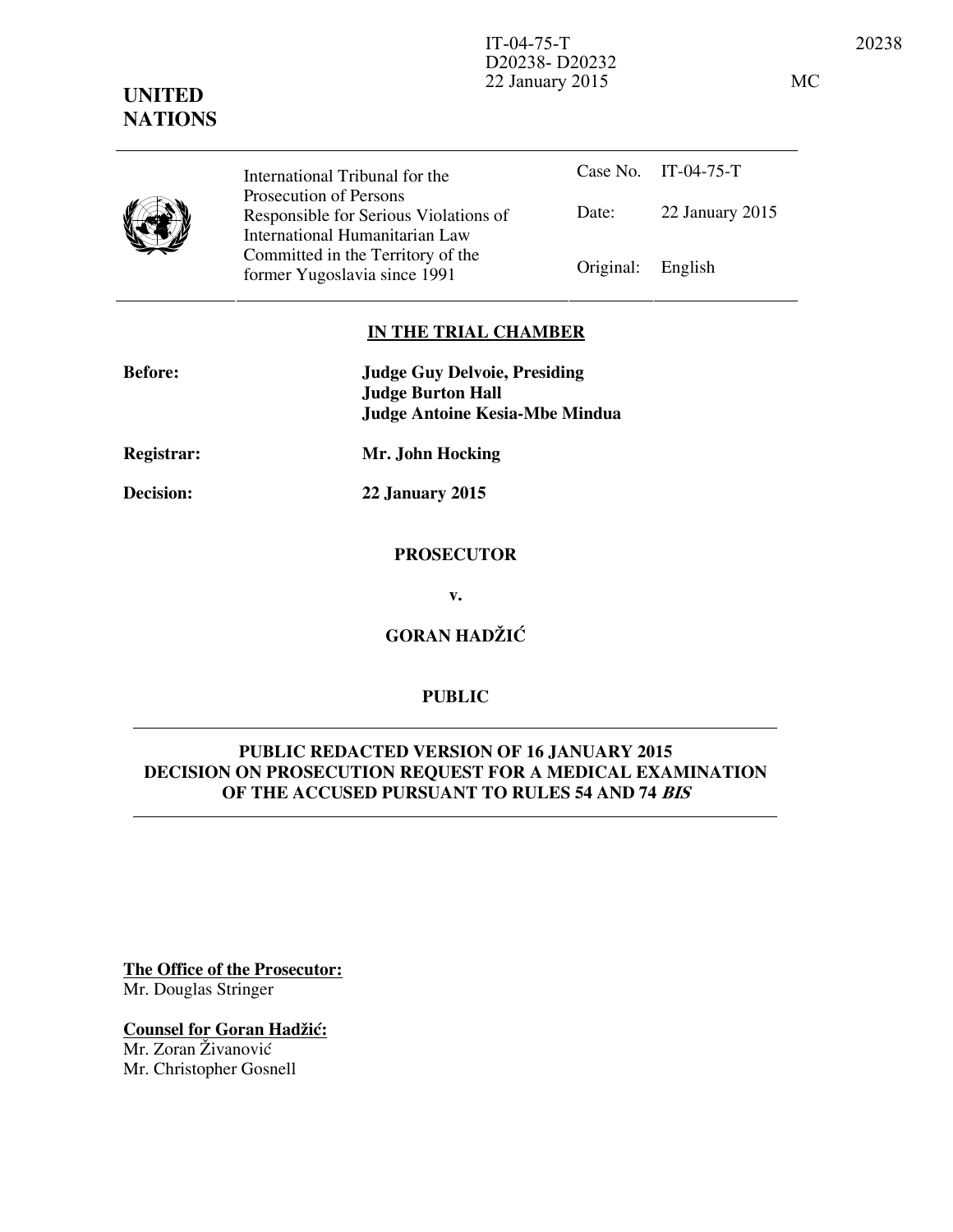IT-04-75-T
D20238- D20232
22 January 2015

MC

**UNITED NATIONS**

| | International Tribunal for the Prosecution of Persons Responsible for Serious Violations of International Humanitarian Law Committed in the Territory of the former Yugoslavia since 1991 | | |
|---|---|---|---|
| | | Case No. | IT-04-75-T |
| | | Date: | 22 January 2015 |
| | | Original: | English |

**IN THE TRIAL CHAMBER**

**Before:** **Judge Guy Delvoie, Presiding**
**Judge Burton Hall**
**Judge Antoine Kesia-Mbe Mindua**

**Registrar:** **Mr. John Hocking**

**Decision:** **22 January 2015**

**PROSECUTOR**

**v.**

**GORAN HADŽIĆ**

**PUBLIC**

**PUBLIC REDACTED VERSION OF 16 JANUARY 2015 DECISION ON PROSECUTION REQUEST FOR A MEDICAL EXAMINATION OF THE ACCUSED PURSUANT TO RULES 54 AND 74 *BIS***

**The Office of the Prosecutor:**
Mr. Douglas Stringer

**Counsel for Goran Hadžić:**
Mr. Zoran Živanović
Mr. Christopher Gosnell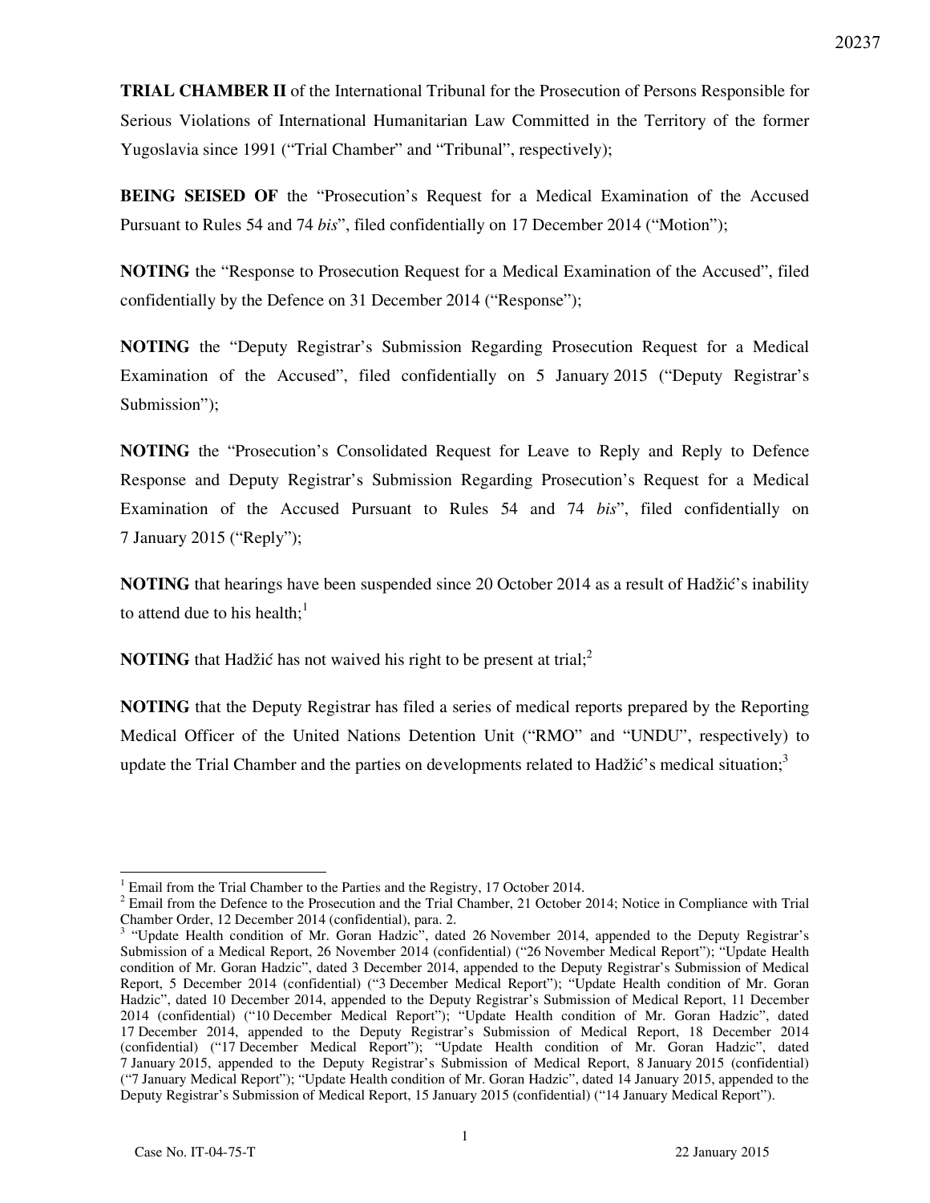**TRIAL CHAMBER II** of the International Tribunal for the Prosecution of Persons Responsible for Serious Violations of International Humanitarian Law Committed in the Territory of the former Yugoslavia since 1991 ("Trial Chamber" and "Tribunal", respectively);

**BEING SEISED OF** the "Prosecution's Request for a Medical Examination of the Accused Pursuant to Rules 54 and 74 *bis*", filed confidentially on 17 December 2014 ("Motion");

**NOTING** the "Response to Prosecution Request for a Medical Examination of the Accused", filed confidentially by the Defence on 31 December 2014 ("Response");

**NOTING** the "Deputy Registrar's Submission Regarding Prosecution Request for a Medical Examination of the Accused", filed confidentially on 5 January 2015 ("Deputy Registrar's Submission");

**NOTING** the "Prosecution's Consolidated Request for Leave to Reply and Reply to Defence Response and Deputy Registrar's Submission Regarding Prosecution's Request for a Medical Examination of the Accused Pursuant to Rules 54 and 74 *bis*", filed confidentially on 7 January 2015 ("Reply");

**NOTING** that hearings have been suspended since 20 October 2014 as a result of Hadžić's inability to attend due to his health;[1]

**NOTING** that Hadžić has not waived his right to be present at trial;[2]

**NOTING** that the Deputy Registrar has filed a series of medical reports prepared by the Reporting Medical Officer of the United Nations Detention Unit ("RMO" and "UNDU", respectively) to update the Trial Chamber and the parties on developments related to Hadžić's medical situation;[3]

---

[1] Email from the Trial Chamber to the Parties and the Registry, 17 October 2014.

[2] Email from the Defence to the Prosecution and the Trial Chamber, 21 October 2014; Notice in Compliance with Trial Chamber Order, 12 December 2014 (confidential), para. 2.

[3] "Update Health condition of Mr. Goran Hadzic", dated 26 November 2014, appended to the Deputy Registrar's Submission of a Medical Report, 26 November 2014 (confidential) ("26 November Medical Report"); "Update Health condition of Mr. Goran Hadzic", dated 3 December 2014, appended to the Deputy Registrar's Submission of Medical Report, 5 December 2014 (confidential) ("3 December Medical Report"); "Update Health condition of Mr. Goran Hadzic", dated 10 December 2014, appended to the Deputy Registrar's Submission of Medical Report, 11 December 2014 (confidential) ("10 December Medical Report"); "Update Health condition of Mr. Goran Hadzic", dated 17 December 2014, appended to the Deputy Registrar's Submission of Medical Report, 18 December 2014 (confidential) ("17 December Medical Report"); "Update Health condition of Mr. Goran Hadzic", dated 7 January 2015, appended to the Deputy Registrar's Submission of Medical Report, 8 January 2015 (confidential) ("7 January Medical Report"); "Update Health condition of Mr. Goran Hadzic", dated 14 January 2015, appended to the Deputy Registrar's Submission of Medical Report, 15 January 2015 (confidential) ("14 January Medical Report").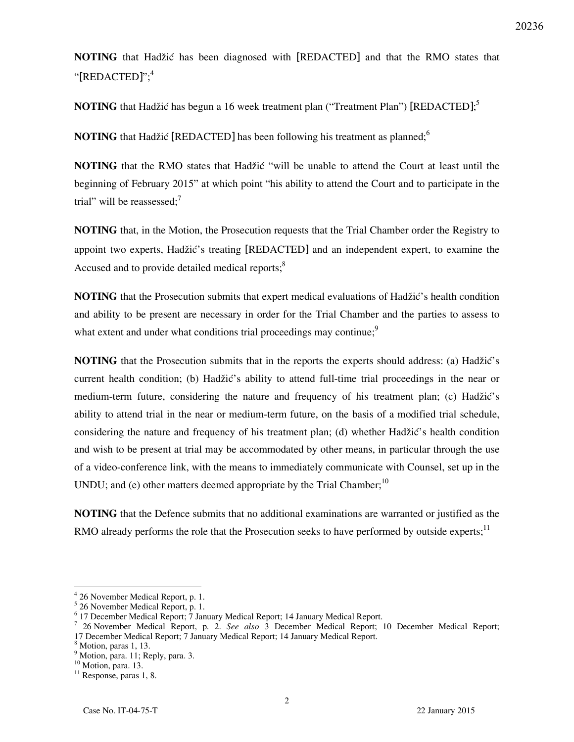**NOTING** that Hadžić has been diagnosed with [REDACTED] and that the RMO states that "[REDACTED]";[4]

**NOTING** that Hadžić has begun a 16 week treatment plan ("Treatment Plan") [REDACTED];[5]

**NOTING** that Hadžić [REDACTED] has been following his treatment as planned;[6]

**NOTING** that the RMO states that Hadžić "will be unable to attend the Court at least until the beginning of February 2015" at which point "his ability to attend the Court and to participate in the trial" will be reassessed;[7]

**NOTING** that, in the Motion, the Prosecution requests that the Trial Chamber order the Registry to appoint two experts, Hadžić's treating [REDACTED] and an independent expert, to examine the Accused and to provide detailed medical reports;[8]

**NOTING** that the Prosecution submits that expert medical evaluations of Hadžić's health condition and ability to be present are necessary in order for the Trial Chamber and the parties to assess to what extent and under what conditions trial proceedings may continue;[9]

**NOTING** that the Prosecution submits that in the reports the experts should address: (a) Hadžić's current health condition; (b) Hadžić's ability to attend full-time trial proceedings in the near or medium-term future, considering the nature and frequency of his treatment plan; (c) Hadžić's ability to attend trial in the near or medium-term future, on the basis of a modified trial schedule, considering the nature and frequency of his treatment plan; (d) whether Hadžić's health condition and wish to be present at trial may be accommodated by other means, in particular through the use of a video-conference link, with the means to immediately communicate with Counsel, set up in the UNDU; and (e) other matters deemed appropriate by the Trial Chamber;[10]

**NOTING** that the Defence submits that no additional examinations are warranted or justified as the RMO already performs the role that the Prosecution seeks to have performed by outside experts;[11]

---

[4] 26 November Medical Report, p. 1.
[5] 26 November Medical Report, p. 1.
[6] 17 December Medical Report; 7 January Medical Report; 14 January Medical Report.
[7] 26 November Medical Report, p. 2. *See also* 3 December Medical Report; 10 December Medical Report; 17 December Medical Report; 7 January Medical Report; 14 January Medical Report.
[8] Motion, paras 1, 13.
[9] Motion, para. 11; Reply, para. 3.
[10] Motion, para. 13.
[11] Response, paras 1, 8.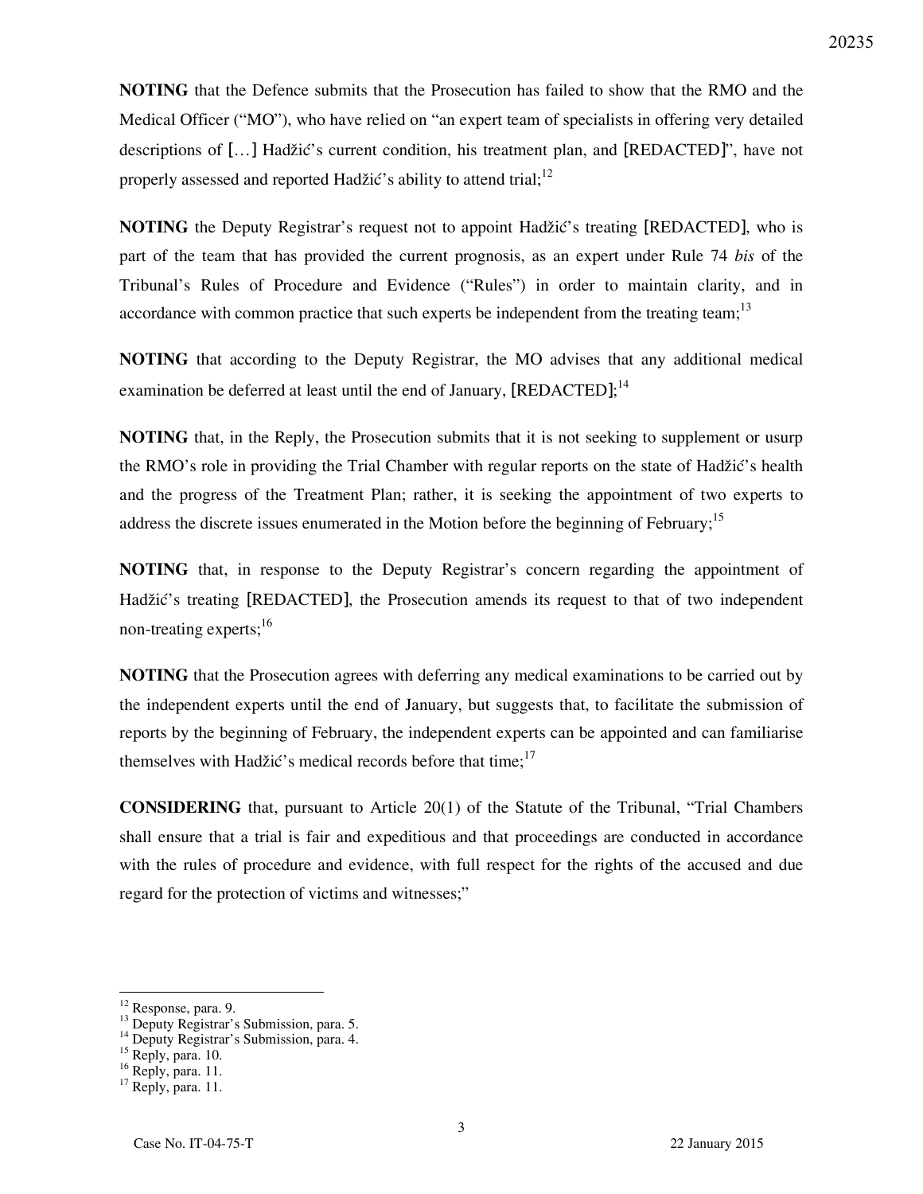**NOTING** that the Defence submits that the Prosecution has failed to show that the RMO and the Medical Officer ("MO"), who have relied on "an expert team of specialists in offering very detailed descriptions of […] Hadžić's current condition, his treatment plan, and [REDACTED]", have not properly assessed and reported Hadžić's ability to attend trial;[12]

**NOTING** the Deputy Registrar's request not to appoint Hadžić's treating [REDACTED], who is part of the team that has provided the current prognosis, as an expert under Rule 74 *bis* of the Tribunal's Rules of Procedure and Evidence ("Rules") in order to maintain clarity, and in accordance with common practice that such experts be independent from the treating team;[13]

**NOTING** that according to the Deputy Registrar, the MO advises that any additional medical examination be deferred at least until the end of January, [REDACTED];[14]

**NOTING** that, in the Reply, the Prosecution submits that it is not seeking to supplement or usurp the RMO's role in providing the Trial Chamber with regular reports on the state of Hadžić's health and the progress of the Treatment Plan; rather, it is seeking the appointment of two experts to address the discrete issues enumerated in the Motion before the beginning of February;[15]

**NOTING** that, in response to the Deputy Registrar's concern regarding the appointment of Hadžić's treating [REDACTED], the Prosecution amends its request to that of two independent non-treating experts;[16]

**NOTING** that the Prosecution agrees with deferring any medical examinations to be carried out by the independent experts until the end of January, but suggests that, to facilitate the submission of reports by the beginning of February, the independent experts can be appointed and can familiarise themselves with Hadžić's medical records before that time;[17]

**CONSIDERING** that, pursuant to Article 20(1) of the Statute of the Tribunal, "Trial Chambers shall ensure that a trial is fair and expeditious and that proceedings are conducted in accordance with the rules of procedure and evidence, with full respect for the rights of the accused and due regard for the protection of victims and witnesses;"

---

[12] Response, para. 9.
[13] Deputy Registrar's Submission, para. 5.
[14] Deputy Registrar's Submission, para. 4.
[15] Reply, para. 10.
[16] Reply, para. 11.
[17] Reply, para. 11.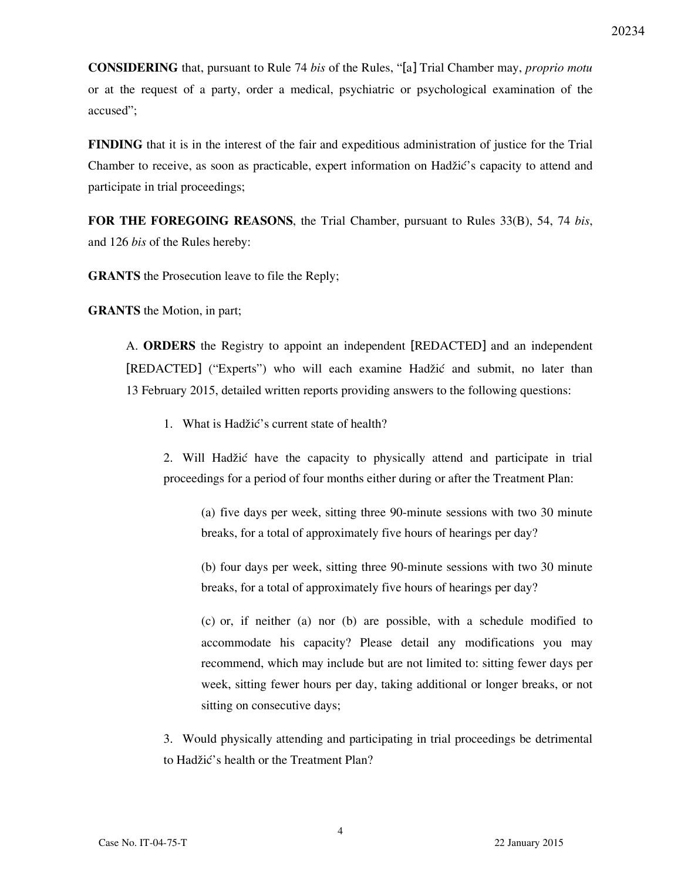**CONSIDERING** that, pursuant to Rule 74 *bis* of the Rules, "[a] Trial Chamber may, *proprio motu* or at the request of a party, order a medical, psychiatric or psychological examination of the accused";

**FINDING** that it is in the interest of the fair and expeditious administration of justice for the Trial Chamber to receive, as soon as practicable, expert information on Hadžić's capacity to attend and participate in trial proceedings;

**FOR THE FOREGOING REASONS**, the Trial Chamber, pursuant to Rules 33(B), 54, 74 *bis*, and 126 *bis* of the Rules hereby:

**GRANTS** the Prosecution leave to file the Reply;

**GRANTS** the Motion, in part;

A. **ORDERS** the Registry to appoint an independent [REDACTED] and an independent [REDACTED] ("Experts") who will each examine Hadžić and submit, no later than 13 February 2015, detailed written reports providing answers to the following questions:

1. What is Hadžić's current state of health?

2. Will Hadžić have the capacity to physically attend and participate in trial proceedings for a period of four months either during or after the Treatment Plan:

   (a) five days per week, sitting three 90-minute sessions with two 30 minute breaks, for a total of approximately five hours of hearings per day?

   (b) four days per week, sitting three 90-minute sessions with two 30 minute breaks, for a total of approximately five hours of hearings per day?

   (c) or, if neither (a) nor (b) are possible, with a schedule modified to accommodate his capacity? Please detail any modifications you may recommend, which may include but are not limited to: sitting fewer days per week, sitting fewer hours per day, taking additional or longer breaks, or not sitting on consecutive days;

3. Would physically attending and participating in trial proceedings be detrimental to Hadžić's health or the Treatment Plan?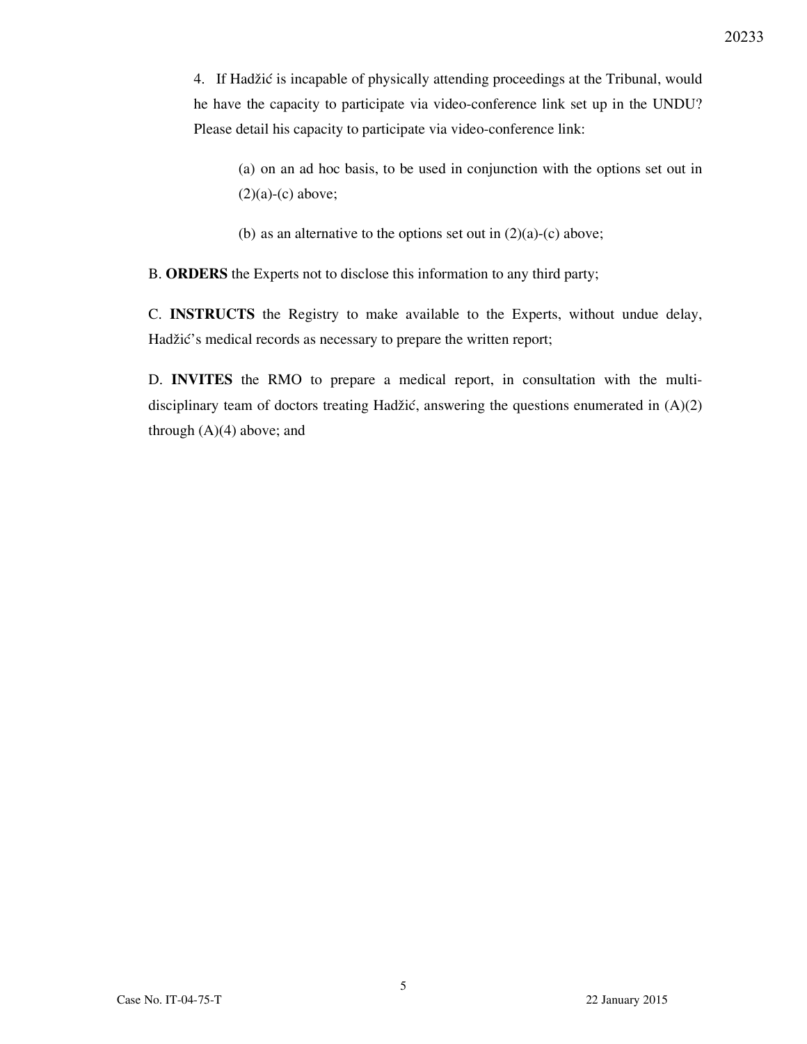4. If Hadžić is incapable of physically attending proceedings at the Tribunal, would he have the capacity to participate via video-conference link set up in the UNDU? Please detail his capacity to participate via video-conference link:

(a) on an ad hoc basis, to be used in conjunction with the options set out in (2)(a)-(c) above;

(b) as an alternative to the options set out in (2)(a)-(c) above;

B. **ORDERS** the Experts not to disclose this information to any third party;

C. **INSTRUCTS** the Registry to make available to the Experts, without undue delay, Hadžić's medical records as necessary to prepare the written report;

D. **INVITES** the RMO to prepare a medical report, in consultation with the multi-disciplinary team of doctors treating Hadžić, answering the questions enumerated in (A)(2) through (A)(4) above; and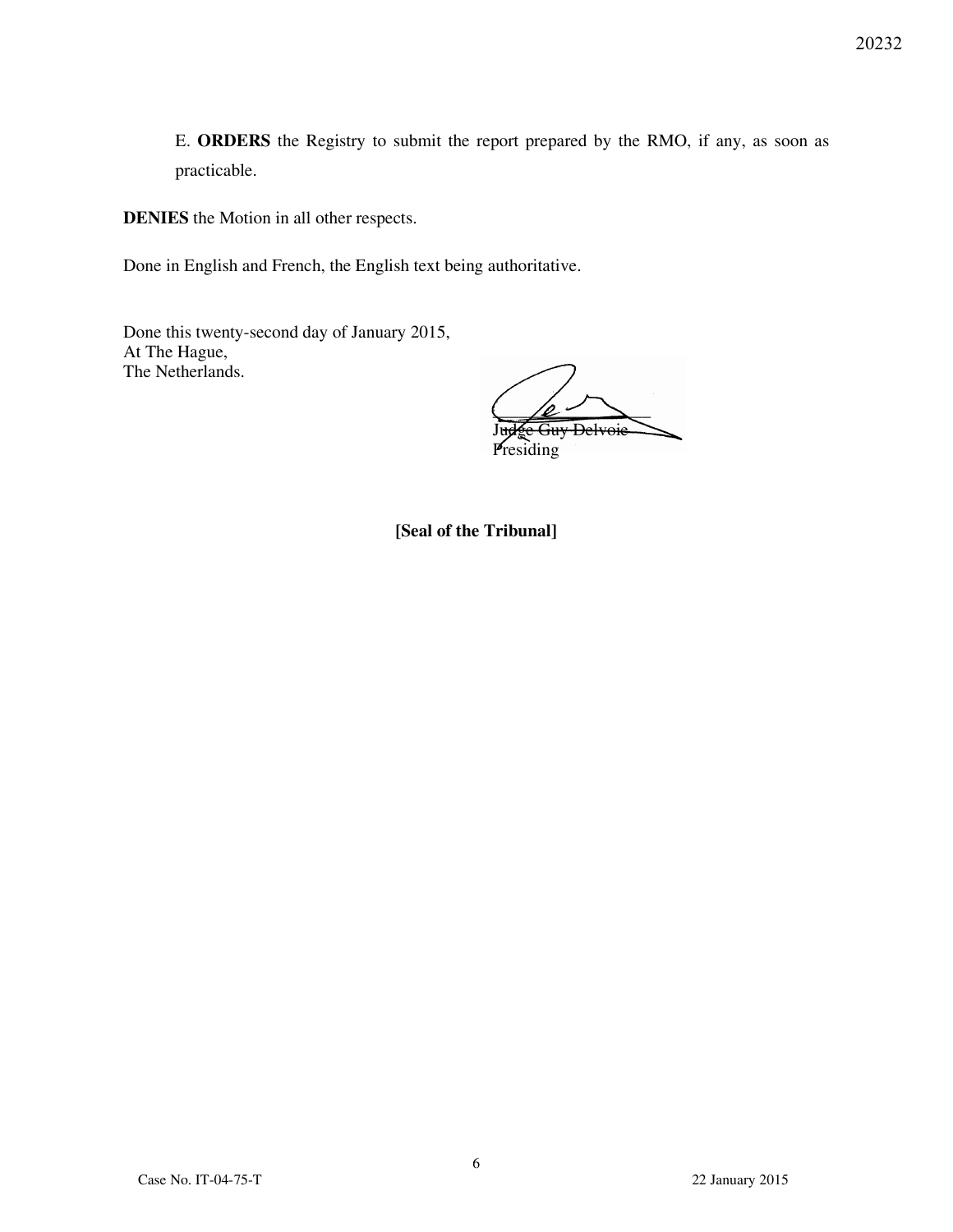E. **ORDERS** the Registry to submit the report prepared by the RMO, if any, as soon as practicable.

**DENIES** the Motion in all other respects.

Done in English and French, the English text being authoritative.

Done this twenty-second day of January 2015,
At The Hague,
The Netherlands.

Judge Guy Delvoie
Presiding

**[Seal of the Tribunal]**